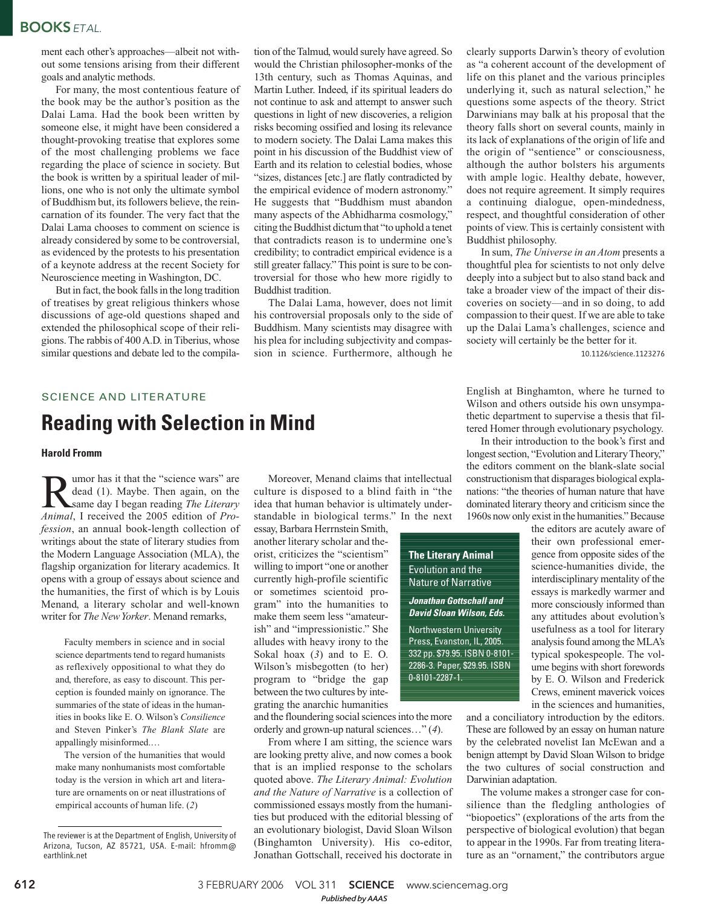ment each other's approaches—albeit not without some tensions arising from their different goals and analytic methods.

For many, the most contentious feature of the book may be the author's position as the Dalai Lama. Had the book been written by someone else, it might have been considered a thought-provoking treatise that explores some of the most challenging problems we face regarding the place of science in society. But the book is written by a spiritual leader of millions, one who is not only the ultimate symbol of Buddhism but, its followers believe, the reincarnation of its founder. The very fact that the Dalai Lama chooses to comment on science is already considered by some to be controversial, as evidenced by the protests to his presentation of a keynote address at the recent Society for Neuroscience meeting in Washington, DC.

But in fact, the book falls in the long tradition of treatises by great religious thinkers whose discussions of age-old questions shaped and extended the philosophical scope of their religions. The rabbis of 400 A.D. in Tiberius, whose similar questions and debate led to the compilation of the Talmud, would surely have agreed. So would the Christian philosopher-monks of the 13th century, such as Thomas Aquinas, and Martin Luther. Indeed, if its spiritual leaders do not continue to ask and attempt to answer such questions in light of new discoveries, a religion risks becoming ossified and losing its relevance to modern society. The Dalai Lama makes this point in his discussion of the Buddhist view of Earth and its relation to celestial bodies, whose "sizes, distances [etc.] are flatly contradicted by the empirical evidence of modern astronomy." He suggests that "Buddhism must abandon many aspects of the Abhidharma cosmology," citing the Buddhist dictum that "to uphold a tenet that contradicts reason is to undermine one's credibility; to contradict empirical evidence is a still greater fallacy." This point is sure to be controversial for those who hew more rigidly to Buddhist tradition.

The Dalai Lama, however, does not limit his controversial proposals only to the side of Buddhism. Many scientists may disagree with his plea for including subjectivity and compassion in science. Furthermore, although he clearly supports Darwin's theory of evolution as "a coherent account of the development of life on this planet and the various principles underlying it, such as natural selection," he questions some aspects of the theory. Strict Darwinians may balk at his proposal that the theory falls short on several counts, mainly in its lack of explanations of the origin of life and the origin of "sentience" or consciousness, although the author bolsters his arguments with ample logic. Healthy debate, however, does not require agreement. It simply requires a continuing dialogue, open-mindedness, respect, and thoughtful consideration of other points of view. This is certainly consistent with Buddhist philosophy.

In sum, *The Universe in an Atom* presents a thoughtful plea for scientists to not only delve deeply into a subject but to also stand back and take a broader view of the impact of their discoveries on society—and in so doing, to add compassion to their quest. If we are able to take up the Dalai Lama's challenges, science and society will certainly be the better for it.

10.1126/science.1123276

SCIENCE AND LITERATURE

# Reading with Selection in Mind

**Harold Fromm**

Rumor has it that the "science wars" are dead (1). Maybe. Then again, on the same day I began reading *The Literary Animal*, I received the 2005 edition of *Profession*, an annual book-length collection of writings about the state of literary studies from the Modern Language Association (MLA), the flagship organization for literary academics. It opens with a group of essays about science and the humanities, the first of which is by Louis Menand, a literary scholar and well-known writer for *The New Yorker*. Menand remarks,

> Faculty members in science and in social science departments tend to regard humanists as reflexively oppositional to what they do and, therefore, as easy to discount. This perception is founded mainly on ignorance. The summaries of the state of ideas in the humanities in books like E. O. Wilson's *Consilience* and Steven Pinker's *The Blank Slate* are appallingly misinformed.…
>
> The version of the humanities that would make many nonhumanists most comfortable today is the version in which art and literature are ornaments on or neat illustrations of empirical accounts of human life. (2)

Moreover, Menand claims that intellectual culture is disposed to a blind faith in "the idea that human behavior is ultimately understandable in biological terms." In the next essay, Barbara Herrnstein Smith, another literary scholar and theorist, criticizes the "scientism" willing to import "one or another currently high-profile scientific or sometimes scientoid program" into the humanities to make them seem less "amateurish" and "impressionistic." She alludes with heavy irony to the Sokal hoax (3) and to E. O. Wilson's misbegotten (to her) program to "bridge the gap between the two cultures by integrating the anarchic humanities and the floundering social sciences into the more orderly and grown-up natural sciences…" (4).

> **The Literary Animal**
> Evolution and the Nature of Narrative
>
> ***Jonathan Gottschall and David Sloan Wilson, Eds.***
>
> Northwestern University Press, Evanston, IL, 2005. 332 pp. $79.95. ISBN 0-8101-2286-3. Paper, $29.95. ISBN 0-8101-2287-1.

From where I am sitting, the science wars are looking pretty alive, and now comes a book that is an implied response to the scholars quoted above. *The Literary Animal: Evolution and the Nature of Narrative* is a collection of commissioned essays mostly from the humanities but produced with the editorial blessing of an evolutionary biologist, David Sloan Wilson (Binghamton University). His co-editor, Jonathan Gottschall, received his doctorate in English at Binghamton, where he turned to Wilson and others outside his own unsympathetic department to supervise a thesis that filtered Homer through evolutionary psychology.

In their introduction to the book's first and longest section, "Evolution and Literary Theory," the editors comment on the blank-slate social constructionism that disparages biological explanations: "the theories of human nature that have dominated literary theory and criticism since the 1960s now only exist in the humanities." Because the editors are acutely aware of their own professional emergence from opposite sides of the science-humanities divide, the interdisciplinary mentality of the essays is markedly warmer and more consciously informed than any attitudes about evolution's usefulness as a tool for literary analysis found among the MLA's typical spokespeople. The volume begins with short forewords by E. O. Wilson and Frederick Crews, eminent maverick voices in the sciences and humanities, and a conciliatory introduction by the editors. These are followed by an essay on human nature by the celebrated novelist Ian McEwan and a benign attempt by David Sloan Wilson to bridge the two cultures of social construction and Darwinian adaptation.

The volume makes a stronger case for consilience than the fledgling anthologies of "biopoetics" (explorations of the arts from the perspective of biological evolution) that began to appear in the 1990s. Far from treating literature as an "ornament," the contributors argue

The reviewer is at the Department of English, University of Arizona, Tucson, AZ 85721, USA. E-mail: hfromm@earthlink.net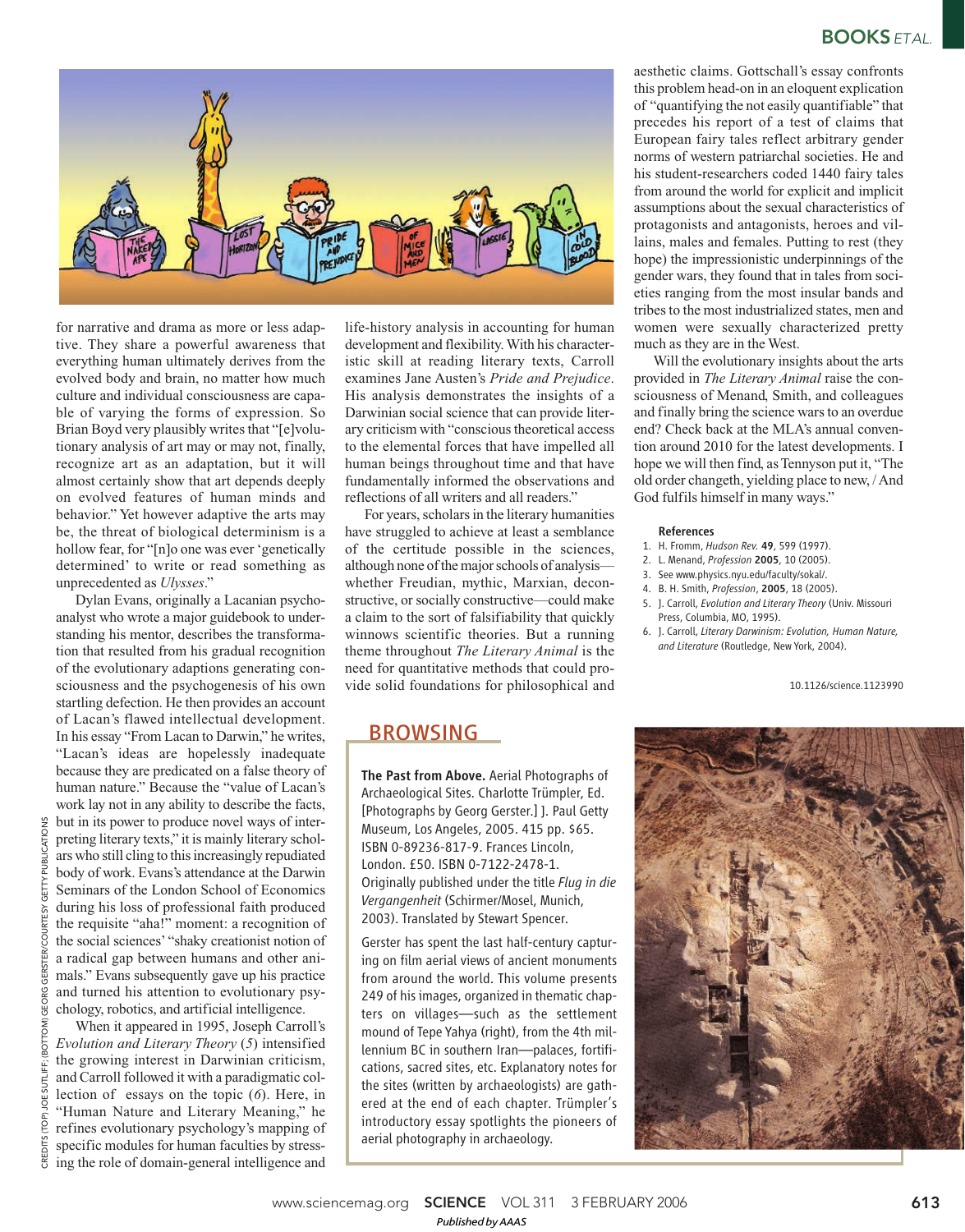for narrative and drama as more or less adaptive. They share a powerful awareness that everything human ultimately derives from the evolved body and brain, no matter how much culture and individual consciousness are capable of varying the forms of expression. So Brian Boyd very plausibly writes that "[e]volutionary analysis of art may or may not, finally, recognize art as an adaptation, but it will almost certainly show that art depends deeply on evolved features of human minds and behavior." Yet however adaptive the arts may be, the threat of biological determinism is a hollow fear, for "[n]o one was ever 'genetically determined' to write or read something as unprecedented as *Ulysses*."

Dylan Evans, originally a Lacanian psychoanalyst who wrote a major guidebook to understanding his mentor, describes the transformation that resulted from his gradual recognition of the evolutionary adaptions generating consciousness and the psychogenesis of his own startling defection. He then provides an account of Lacan's flawed intellectual development. In his essay "From Lacan to Darwin," he writes, "Lacan's ideas are hopelessly inadequate because they are predicated on a false theory of human nature." Because the "value of Lacan's work lay not in any ability to describe the facts, but in its power to produce novel ways of interpreting literary texts," it is mainly literary scholars who still cling to this increasingly repudiated body of work. Evans's attendance at the Darwin Seminars of the London School of Economics during his loss of professional faith produced the requisite "aha!" moment: a recognition of the social sciences' "shaky creationist notion of a radical gap between humans and other animals." Evans subsequently gave up his practice and turned his attention to evolutionary psychology, robotics, and artificial intelligence.

When it appeared in 1995, Joseph Carroll's *Evolution and Literary Theory* (*5*) intensified the growing interest in Darwinian criticism, and Carroll followed it with a paradigmatic collection of essays on the topic (*6*). Here, in "Human Nature and Literary Meaning," he refines evolutionary psychology's mapping of specific modules for human faculties by stressing the role of domain-general intelligence and life-history analysis in accounting for human development and flexibility. With his characteristic skill at reading literary texts, Carroll examines Jane Austen's *Pride and Prejudice*. His analysis demonstrates the insights of a Darwinian social science that can provide literary criticism with "conscious theoretical access to the elemental forces that have impelled all human beings throughout time and that have fundamentally informed the observations and reflections of all writers and all readers."

For years, scholars in the literary humanities have struggled to achieve at least a semblance of the certitude possible in the sciences, although none of the major schools of analysis—whether Freudian, mythic, Marxian, deconstructive, or socially constructive—could make a claim to the sort of falsifiability that quickly winnows scientific theories. But a running theme throughout *The Literary Animal* is the need for quantitative methods that could provide solid foundations for philosophical and aesthetic claims. Gottschall's essay confronts this problem head-on in an eloquent explication of "quantifying the not easily quantifiable" that precedes his report of a test of claims that European fairy tales reflect arbitrary gender norms of western patriarchal societies. He and his student-researchers coded 1440 fairy tales from around the world for explicit and implicit assumptions about the sexual characteristics of protagonists and antagonists, heroes and villains, males and females. Putting to rest (they hope) the impressionistic underpinnings of the gender wars, they found that in tales from societies ranging from the most insular bands and tribes to the most industrialized states, men and women were sexually characterized pretty much as they are in the West.

Will the evolutionary insights about the arts provided in *The Literary Animal* raise the consciousness of Menand, Smith, and colleagues and finally bring the science wars to an overdue end? Check back at the MLA's annual convention around 2010 for the latest developments. I hope we will then find, as Tennyson put it, "The old order changeth, yielding place to new, / And God fulfils himself in many ways."

### References

1. H. Fromm, *Hudson Rev.* **49**, 599 (1997).
2. L. Menand, *Profession* **2005**, 10 (2005).
3. See www.physics.nyu.edu/faculty/sokal/.
4. B. H. Smith, *Profession*, **2005**, 18 (2005).
5. J. Carroll, *Evolution and Literary Theory* (Univ. Missouri Press, Columbia, MO, 1995).
6. J. Carroll, *Literary Darwinism: Evolution, Human Nature, and Literature* (Routledge, New York, 2004).

10.1126/science.1123990

## BROWSING

**The Past from Above.** Aerial Photographs of Archaeological Sites. Charlotte Trümpler, Ed. [Photographs by Georg Gerster.] J. Paul Getty Museum, Los Angeles, 2005. 415 pp. $65. ISBN 0-89236-817-9. Frances Lincoln, London. £50. ISBN 0-7122-2478-1. Originally published under the title *Flug in die Vergangenheit* (Schirmer/Mosel, Munich, 2003). Translated by Stewart Spencer.

Gerster has spent the last half-century capturing on film aerial views of ancient monuments from around the world. This volume presents 249 of his images, organized in thematic chapters on villages—such as the settlement mound of Tepe Yahya (right), from the 4th millennium BC in southern Iran—palaces, fortifications, sacred sites, etc. Explanatory notes for the sites (written by archaeologists) are gathered at the end of each chapter. Trümpler's introductory essay spotlights the pioneers of aerial photography in archaeology.

CREDITS: (TOP) JOE SUTLIFF; (BOTTOM) GEORG GERSTER/COURTESY GETTY PUBLICATIONS